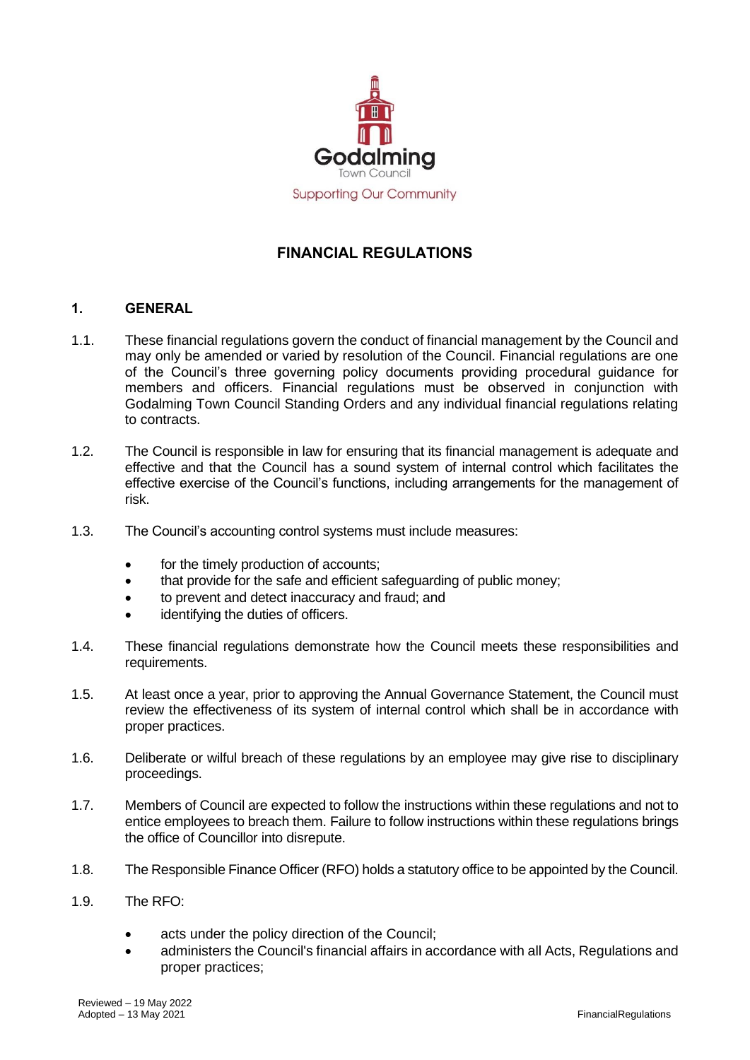Godalming
Town Council
Supporting Our Community

# FINANCIAL REGULATIONS

## 1. GENERAL

1.1. These financial regulations govern the conduct of financial management by the Council and may only be amended or varied by resolution of the Council. Financial regulations are one of the Council's three governing policy documents providing procedural guidance for members and officers. Financial regulations must be observed in conjunction with Godalming Town Council Standing Orders and any individual financial regulations relating to contracts.

1.2. The Council is responsible in law for ensuring that its financial management is adequate and effective and that the Council has a sound system of internal control which facilitates the effective exercise of the Council's functions, including arrangements for the management of risk.

1.3. The Council's accounting control systems must include measures:

- for the timely production of accounts;
- that provide for the safe and efficient safeguarding of public money;
- to prevent and detect inaccuracy and fraud; and
- identifying the duties of officers.

1.4. These financial regulations demonstrate how the Council meets these responsibilities and requirements.

1.5. At least once a year, prior to approving the Annual Governance Statement, the Council must review the effectiveness of its system of internal control which shall be in accordance with proper practices.

1.6. Deliberate or wilful breach of these regulations by an employee may give rise to disciplinary proceedings.

1.7. Members of Council are expected to follow the instructions within these regulations and not to entice employees to breach them. Failure to follow instructions within these regulations brings the office of Councillor into disrepute.

1.8. The Responsible Finance Officer (RFO) holds a statutory office to be appointed by the Council.

1.9. The RFO:

- acts under the policy direction of the Council;
- administers the Council's financial affairs in accordance with all Acts, Regulations and proper practices;

Reviewed – 19 May 2022
Adopted – 13 May 2021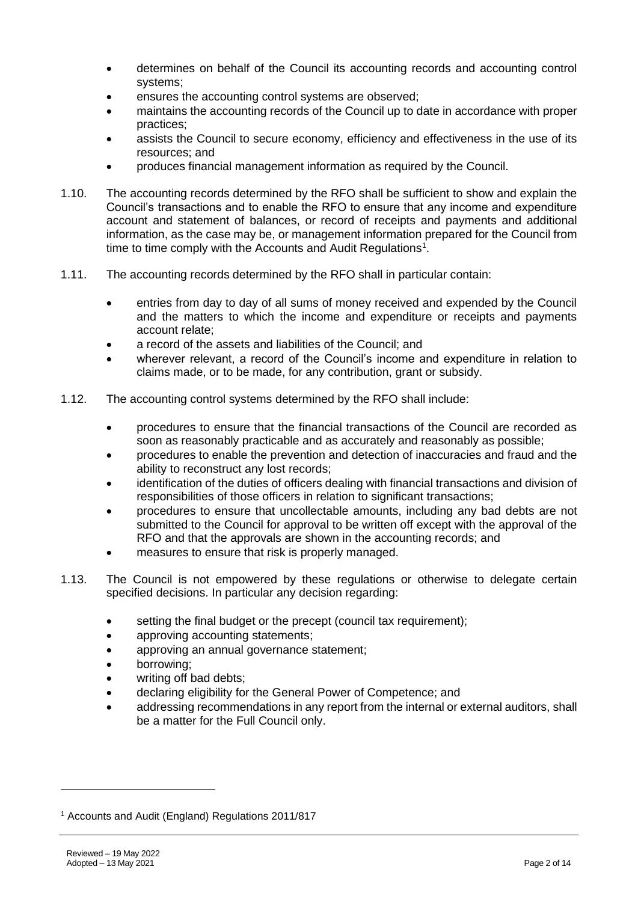- determines on behalf of the Council its accounting records and accounting control systems;
- ensures the accounting control systems are observed;
- maintains the accounting records of the Council up to date in accordance with proper practices;
- assists the Council to secure economy, efficiency and effectiveness in the use of its resources; and
- produces financial management information as required by the Council.

1.10. The accounting records determined by the RFO shall be sufficient to show and explain the Council's transactions and to enable the RFO to ensure that any income and expenditure account and statement of balances, or record of receipts and payments and additional information, as the case may be, or management information prepared for the Council from time to time comply with the Accounts and Audit Regulations[1].

1.11. The accounting records determined by the RFO shall in particular contain:

- entries from day to day of all sums of money received and expended by the Council and the matters to which the income and expenditure or receipts and payments account relate;
- a record of the assets and liabilities of the Council; and
- wherever relevant, a record of the Council's income and expenditure in relation to claims made, or to be made, for any contribution, grant or subsidy.

1.12. The accounting control systems determined by the RFO shall include:

- procedures to ensure that the financial transactions of the Council are recorded as soon as reasonably practicable and as accurately and reasonably as possible;
- procedures to enable the prevention and detection of inaccuracies and fraud and the ability to reconstruct any lost records;
- identification of the duties of officers dealing with financial transactions and division of responsibilities of those officers in relation to significant transactions;
- procedures to ensure that uncollectable amounts, including any bad debts are not submitted to the Council for approval to be written off except with the approval of the RFO and that the approvals are shown in the accounting records; and
- measures to ensure that risk is properly managed.

1.13. The Council is not empowered by these regulations or otherwise to delegate certain specified decisions. In particular any decision regarding:

- setting the final budget or the precept (council tax requirement);
- approving accounting statements;
- approving an annual governance statement;
- borrowing;
- writing off bad debts;
- declaring eligibility for the General Power of Competence; and
- addressing recommendations in any report from the internal or external auditors, shall be a matter for the Full Council only.

---

[1] Accounts and Audit (England) Regulations 2011/817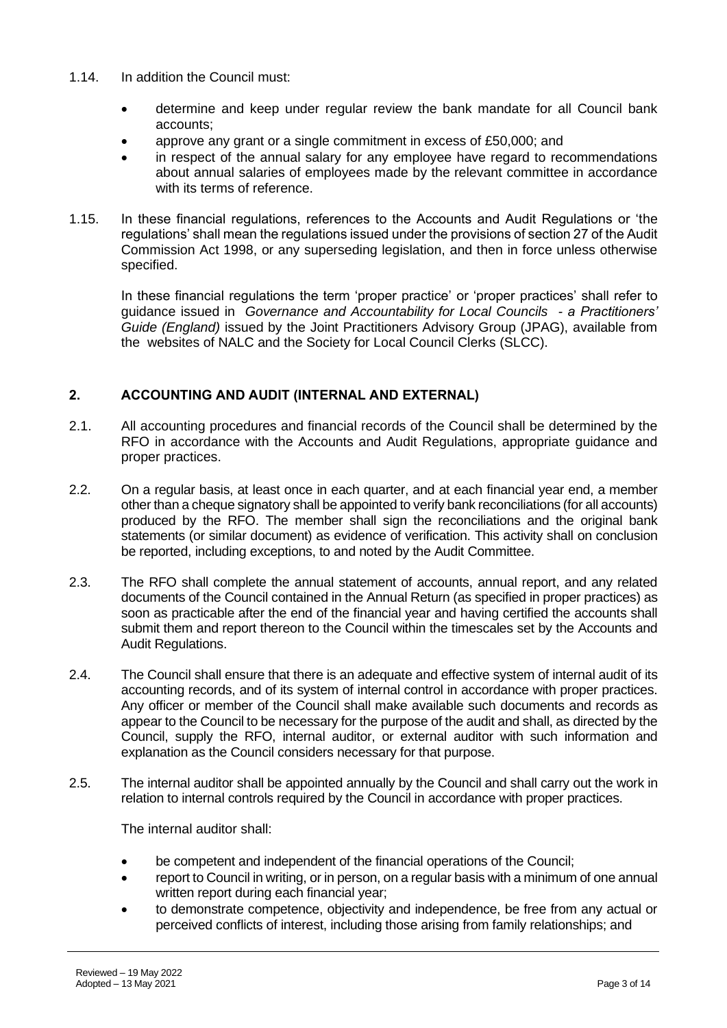1.14. In addition the Council must:

- determine and keep under regular review the bank mandate for all Council bank accounts;
- approve any grant or a single commitment in excess of £50,000; and
- in respect of the annual salary for any employee have regard to recommendations about annual salaries of employees made by the relevant committee in accordance with its terms of reference.

1.15. In these financial regulations, references to the Accounts and Audit Regulations or 'the regulations' shall mean the regulations issued under the provisions of section 27 of the Audit Commission Act 1998, or any superseding legislation, and then in force unless otherwise specified.

In these financial regulations the term 'proper practice' or 'proper practices' shall refer to guidance issued in *Governance and Accountability for Local Councils - a Practitioners' Guide (England)* issued by the Joint Practitioners Advisory Group (JPAG), available from the websites of NALC and the Society for Local Council Clerks (SLCC).

## 2. ACCOUNTING AND AUDIT (INTERNAL AND EXTERNAL)

2.1. All accounting procedures and financial records of the Council shall be determined by the RFO in accordance with the Accounts and Audit Regulations, appropriate guidance and proper practices.

2.2. On a regular basis, at least once in each quarter, and at each financial year end, a member other than a cheque signatory shall be appointed to verify bank reconciliations (for all accounts) produced by the RFO. The member shall sign the reconciliations and the original bank statements (or similar document) as evidence of verification. This activity shall on conclusion be reported, including exceptions, to and noted by the Audit Committee.

2.3. The RFO shall complete the annual statement of accounts, annual report, and any related documents of the Council contained in the Annual Return (as specified in proper practices) as soon as practicable after the end of the financial year and having certified the accounts shall submit them and report thereon to the Council within the timescales set by the Accounts and Audit Regulations.

2.4. The Council shall ensure that there is an adequate and effective system of internal audit of its accounting records, and of its system of internal control in accordance with proper practices. Any officer or member of the Council shall make available such documents and records as appear to the Council to be necessary for the purpose of the audit and shall, as directed by the Council, supply the RFO, internal auditor, or external auditor with such information and explanation as the Council considers necessary for that purpose.

2.5. The internal auditor shall be appointed annually by the Council and shall carry out the work in relation to internal controls required by the Council in accordance with proper practices.

The internal auditor shall:

- be competent and independent of the financial operations of the Council;
- report to Council in writing, or in person, on a regular basis with a minimum of one annual written report during each financial year;
- to demonstrate competence, objectivity and independence, be free from any actual or perceived conflicts of interest, including those arising from family relationships; and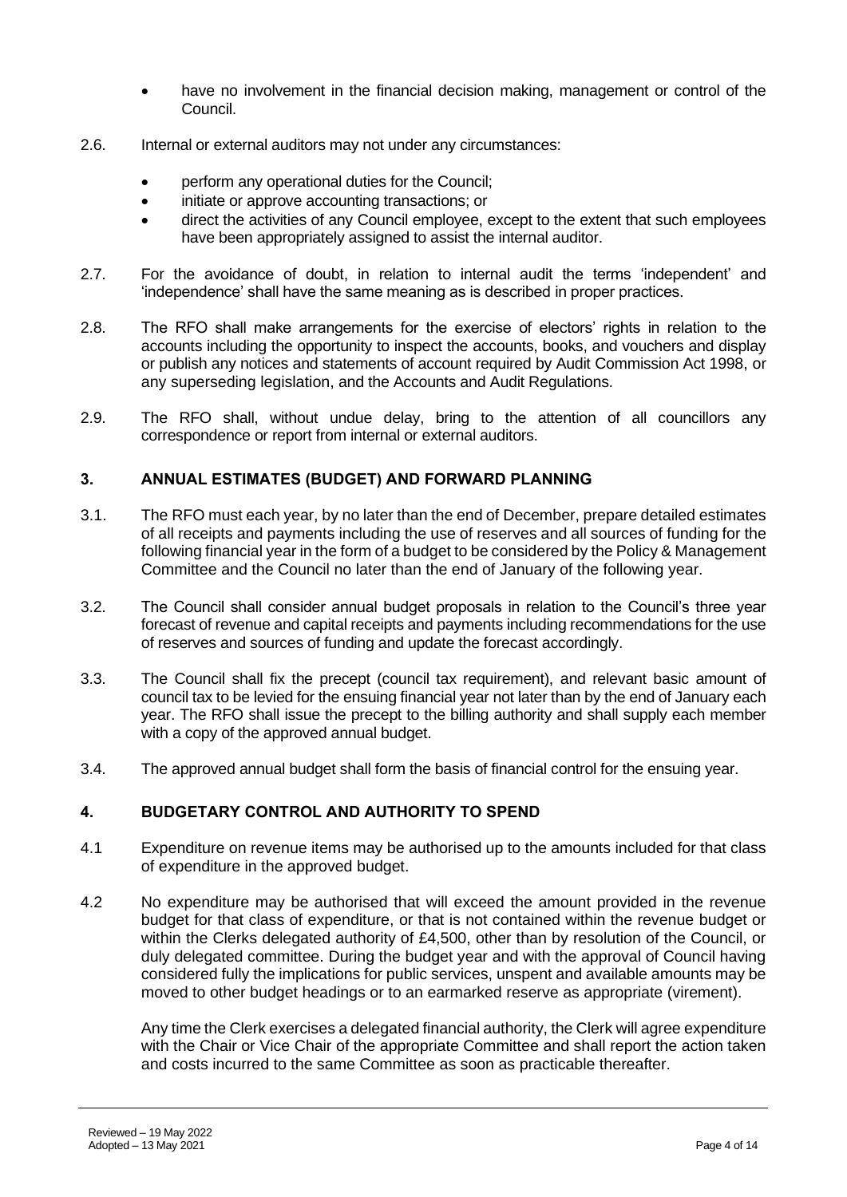- have no involvement in the financial decision making, management or control of the Council.

2.6. Internal or external auditors may not under any circumstances:

- perform any operational duties for the Council;
- initiate or approve accounting transactions; or
- direct the activities of any Council employee, except to the extent that such employees have been appropriately assigned to assist the internal auditor.

2.7. For the avoidance of doubt, in relation to internal audit the terms 'independent' and 'independence' shall have the same meaning as is described in proper practices.

2.8. The RFO shall make arrangements for the exercise of electors' rights in relation to the accounts including the opportunity to inspect the accounts, books, and vouchers and display or publish any notices and statements of account required by Audit Commission Act 1998, or any superseding legislation, and the Accounts and Audit Regulations.

2.9. The RFO shall, without undue delay, bring to the attention of all councillors any correspondence or report from internal or external auditors.

## 3. ANNUAL ESTIMATES (BUDGET) AND FORWARD PLANNING

3.1. The RFO must each year, by no later than the end of December, prepare detailed estimates of all receipts and payments including the use of reserves and all sources of funding for the following financial year in the form of a budget to be considered by the Policy & Management Committee and the Council no later than the end of January of the following year.

3.2. The Council shall consider annual budget proposals in relation to the Council's three year forecast of revenue and capital receipts and payments including recommendations for the use of reserves and sources of funding and update the forecast accordingly.

3.3. The Council shall fix the precept (council tax requirement), and relevant basic amount of council tax to be levied for the ensuing financial year not later than by the end of January each year. The RFO shall issue the precept to the billing authority and shall supply each member with a copy of the approved annual budget.

3.4. The approved annual budget shall form the basis of financial control for the ensuing year.

## 4. BUDGETARY CONTROL AND AUTHORITY TO SPEND

4.1 Expenditure on revenue items may be authorised up to the amounts included for that class of expenditure in the approved budget.

4.2 No expenditure may be authorised that will exceed the amount provided in the revenue budget for that class of expenditure, or that is not contained within the revenue budget or within the Clerks delegated authority of £4,500, other than by resolution of the Council, or duly delegated committee. During the budget year and with the approval of Council having considered fully the implications for public services, unspent and available amounts may be moved to other budget headings or to an earmarked reserve as appropriate (virement).

Any time the Clerk exercises a delegated financial authority, the Clerk will agree expenditure with the Chair or Vice Chair of the appropriate Committee and shall report the action taken and costs incurred to the same Committee as soon as practicable thereafter.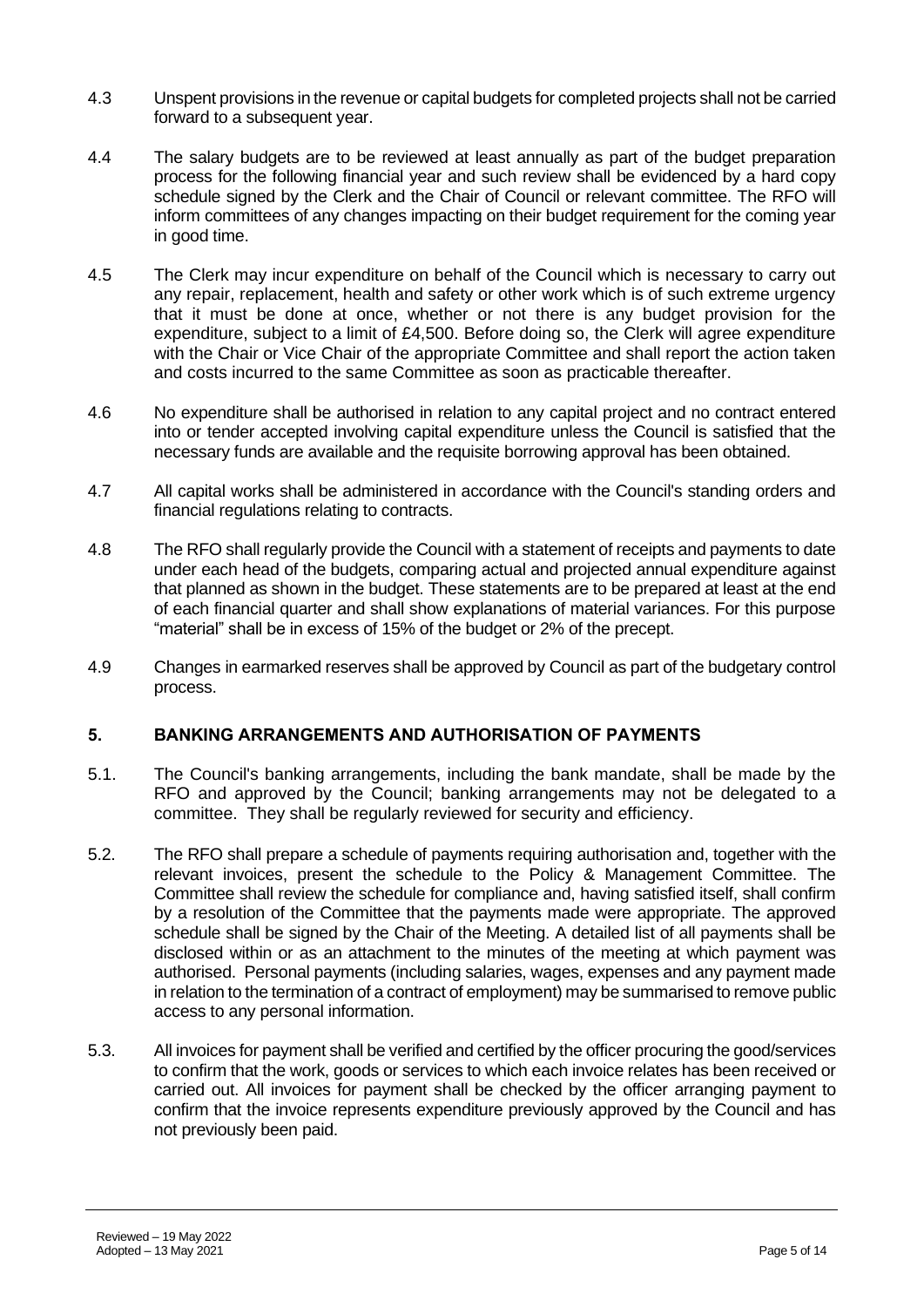4.3 Unspent provisions in the revenue or capital budgets for completed projects shall not be carried forward to a subsequent year.

4.4 The salary budgets are to be reviewed at least annually as part of the budget preparation process for the following financial year and such review shall be evidenced by a hard copy schedule signed by the Clerk and the Chair of Council or relevant committee. The RFO will inform committees of any changes impacting on their budget requirement for the coming year in good time.

4.5 The Clerk may incur expenditure on behalf of the Council which is necessary to carry out any repair, replacement, health and safety or other work which is of such extreme urgency that it must be done at once, whether or not there is any budget provision for the expenditure, subject to a limit of £4,500. Before doing so, the Clerk will agree expenditure with the Chair or Vice Chair of the appropriate Committee and shall report the action taken and costs incurred to the same Committee as soon as practicable thereafter.

4.6 No expenditure shall be authorised in relation to any capital project and no contract entered into or tender accepted involving capital expenditure unless the Council is satisfied that the necessary funds are available and the requisite borrowing approval has been obtained.

4.7 All capital works shall be administered in accordance with the Council's standing orders and financial regulations relating to contracts.

4.8 The RFO shall regularly provide the Council with a statement of receipts and payments to date under each head of the budgets, comparing actual and projected annual expenditure against that planned as shown in the budget. These statements are to be prepared at least at the end of each financial quarter and shall show explanations of material variances. For this purpose "material" shall be in excess of 15% of the budget or 2% of the precept.

4.9 Changes in earmarked reserves shall be approved by Council as part of the budgetary control process.

## 5. BANKING ARRANGEMENTS AND AUTHORISATION OF PAYMENTS

5.1. The Council's banking arrangements, including the bank mandate, shall be made by the RFO and approved by the Council; banking arrangements may not be delegated to a committee. They shall be regularly reviewed for security and efficiency.

5.2. The RFO shall prepare a schedule of payments requiring authorisation and, together with the relevant invoices, present the schedule to the Policy & Management Committee. The Committee shall review the schedule for compliance and, having satisfied itself, shall confirm by a resolution of the Committee that the payments made were appropriate. The approved schedule shall be signed by the Chair of the Meeting. A detailed list of all payments shall be disclosed within or as an attachment to the minutes of the meeting at which payment was authorised. Personal payments (including salaries, wages, expenses and any payment made in relation to the termination of a contract of employment) may be summarised to remove public access to any personal information.

5.3. All invoices for payment shall be verified and certified by the officer procuring the good/services to confirm that the work, goods or services to which each invoice relates has been received or carried out. All invoices for payment shall be checked by the officer arranging payment to confirm that the invoice represents expenditure previously approved by the Council and has not previously been paid.

Reviewed – 19 May 2022
Adopted – 13 May 2021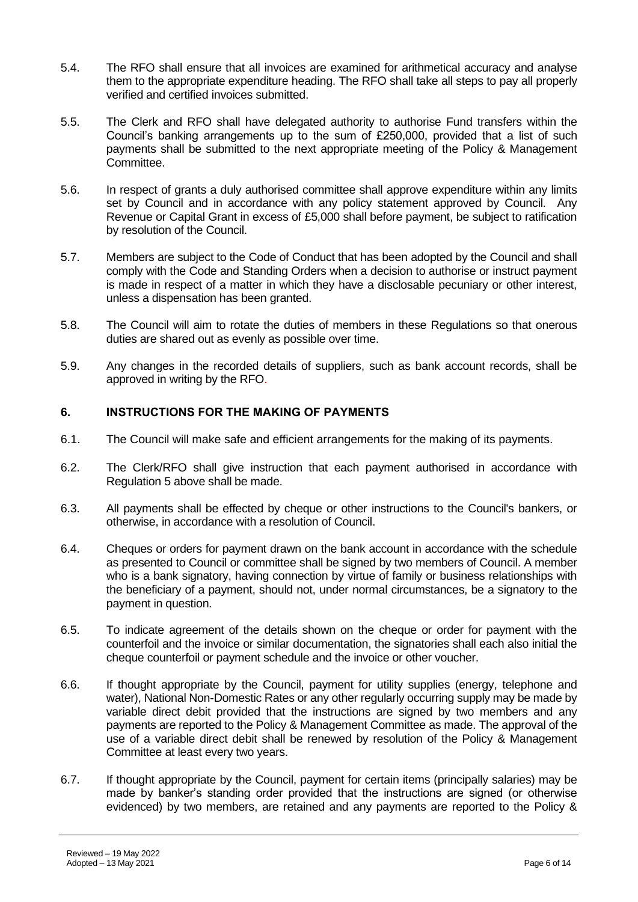5.4. The RFO shall ensure that all invoices are examined for arithmetical accuracy and analyse them to the appropriate expenditure heading. The RFO shall take all steps to pay all properly verified and certified invoices submitted.

5.5. The Clerk and RFO shall have delegated authority to authorise Fund transfers within the Council's banking arrangements up to the sum of £250,000, provided that a list of such payments shall be submitted to the next appropriate meeting of the Policy & Management Committee.

5.6. In respect of grants a duly authorised committee shall approve expenditure within any limits set by Council and in accordance with any policy statement approved by Council. Any Revenue or Capital Grant in excess of £5,000 shall before payment, be subject to ratification by resolution of the Council.

5.7. Members are subject to the Code of Conduct that has been adopted by the Council and shall comply with the Code and Standing Orders when a decision to authorise or instruct payment is made in respect of a matter in which they have a disclosable pecuniary or other interest, unless a dispensation has been granted.

5.8. The Council will aim to rotate the duties of members in these Regulations so that onerous duties are shared out as evenly as possible over time.

5.9. Any changes in the recorded details of suppliers, such as bank account records, shall be approved in writing by the RFO.

## 6. INSTRUCTIONS FOR THE MAKING OF PAYMENTS

6.1. The Council will make safe and efficient arrangements for the making of its payments.

6.2. The Clerk/RFO shall give instruction that each payment authorised in accordance with Regulation 5 above shall be made.

6.3. All payments shall be effected by cheque or other instructions to the Council's bankers, or otherwise, in accordance with a resolution of Council.

6.4. Cheques or orders for payment drawn on the bank account in accordance with the schedule as presented to Council or committee shall be signed by two members of Council. A member who is a bank signatory, having connection by virtue of family or business relationships with the beneficiary of a payment, should not, under normal circumstances, be a signatory to the payment in question.

6.5. To indicate agreement of the details shown on the cheque or order for payment with the counterfoil and the invoice or similar documentation, the signatories shall each also initial the cheque counterfoil or payment schedule and the invoice or other voucher.

6.6. If thought appropriate by the Council, payment for utility supplies (energy, telephone and water), National Non-Domestic Rates or any other regularly occurring supply may be made by variable direct debit provided that the instructions are signed by two members and any payments are reported to the Policy & Management Committee as made. The approval of the use of a variable direct debit shall be renewed by resolution of the Policy & Management Committee at least every two years.

6.7. If thought appropriate by the Council, payment for certain items (principally salaries) may be made by banker's standing order provided that the instructions are signed (or otherwise evidenced) by two members, are retained and any payments are reported to the Policy &

Reviewed – 19 May 2022
Adopted – 13 May 2021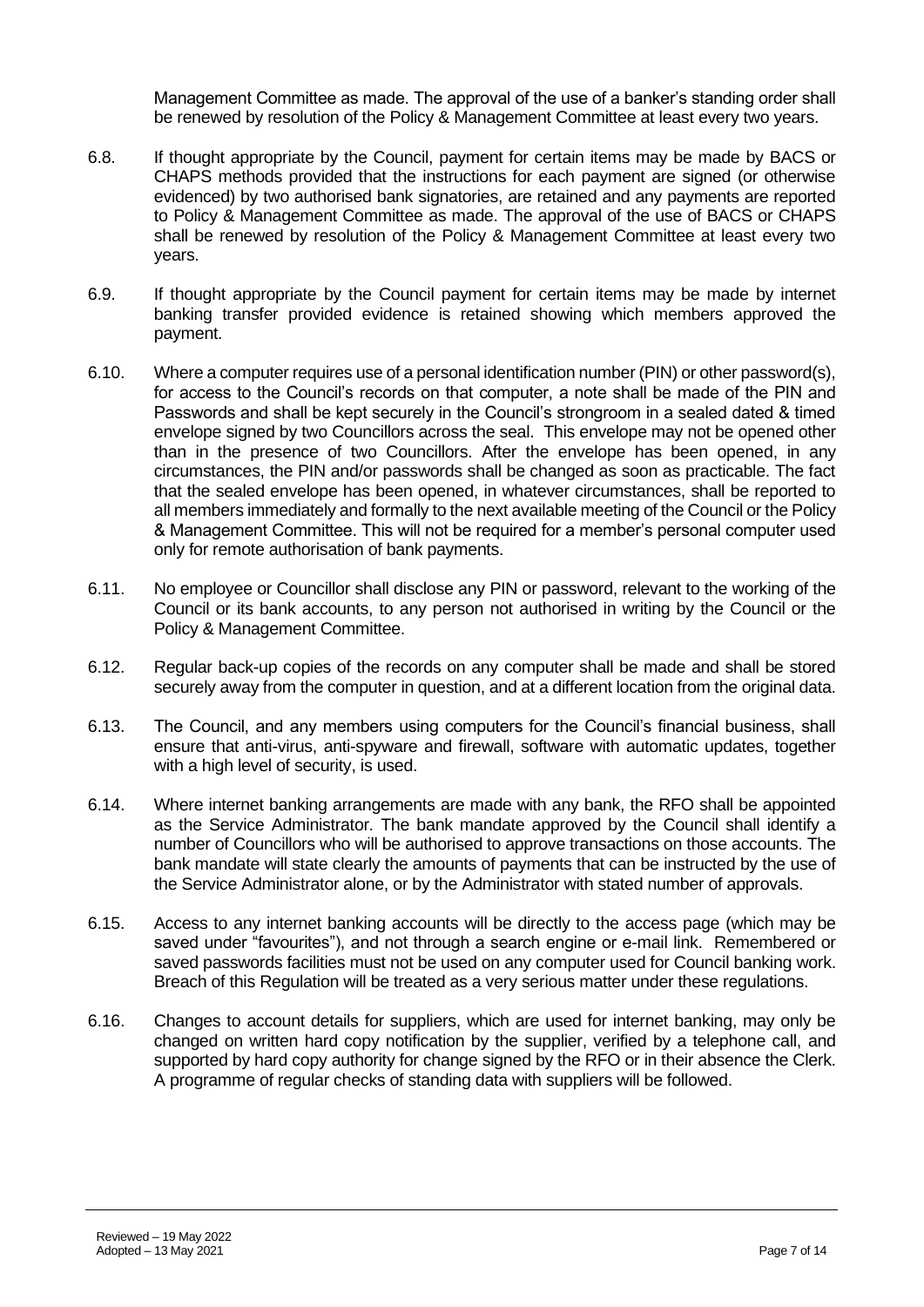Management Committee as made. The approval of the use of a banker's standing order shall be renewed by resolution of the Policy & Management Committee at least every two years.

6.8. If thought appropriate by the Council, payment for certain items may be made by BACS or CHAPS methods provided that the instructions for each payment are signed (or otherwise evidenced) by two authorised bank signatories, are retained and any payments are reported to Policy & Management Committee as made. The approval of the use of BACS or CHAPS shall be renewed by resolution of the Policy & Management Committee at least every two years.

6.9. If thought appropriate by the Council payment for certain items may be made by internet banking transfer provided evidence is retained showing which members approved the payment.

6.10. Where a computer requires use of a personal identification number (PIN) or other password(s), for access to the Council's records on that computer, a note shall be made of the PIN and Passwords and shall be kept securely in the Council's strongroom in a sealed dated & timed envelope signed by two Councillors across the seal. This envelope may not be opened other than in the presence of two Councillors. After the envelope has been opened, in any circumstances, the PIN and/or passwords shall be changed as soon as practicable. The fact that the sealed envelope has been opened, in whatever circumstances, shall be reported to all members immediately and formally to the next available meeting of the Council or the Policy & Management Committee. This will not be required for a member's personal computer used only for remote authorisation of bank payments.

6.11. No employee or Councillor shall disclose any PIN or password, relevant to the working of the Council or its bank accounts, to any person not authorised in writing by the Council or the Policy & Management Committee.

6.12. Regular back-up copies of the records on any computer shall be made and shall be stored securely away from the computer in question, and at a different location from the original data.

6.13. The Council, and any members using computers for the Council's financial business, shall ensure that anti-virus, anti-spyware and firewall, software with automatic updates, together with a high level of security, is used.

6.14. Where internet banking arrangements are made with any bank, the RFO shall be appointed as the Service Administrator. The bank mandate approved by the Council shall identify a number of Councillors who will be authorised to approve transactions on those accounts. The bank mandate will state clearly the amounts of payments that can be instructed by the use of the Service Administrator alone, or by the Administrator with stated number of approvals.

6.15. Access to any internet banking accounts will be directly to the access page (which may be saved under "favourites"), and not through a search engine or e-mail link. Remembered or saved passwords facilities must not be used on any computer used for Council banking work. Breach of this Regulation will be treated as a very serious matter under these regulations.

6.16. Changes to account details for suppliers, which are used for internet banking, may only be changed on written hard copy notification by the supplier, verified by a telephone call, and supported by hard copy authority for change signed by the RFO or in their absence the Clerk. A programme of regular checks of standing data with suppliers will be followed.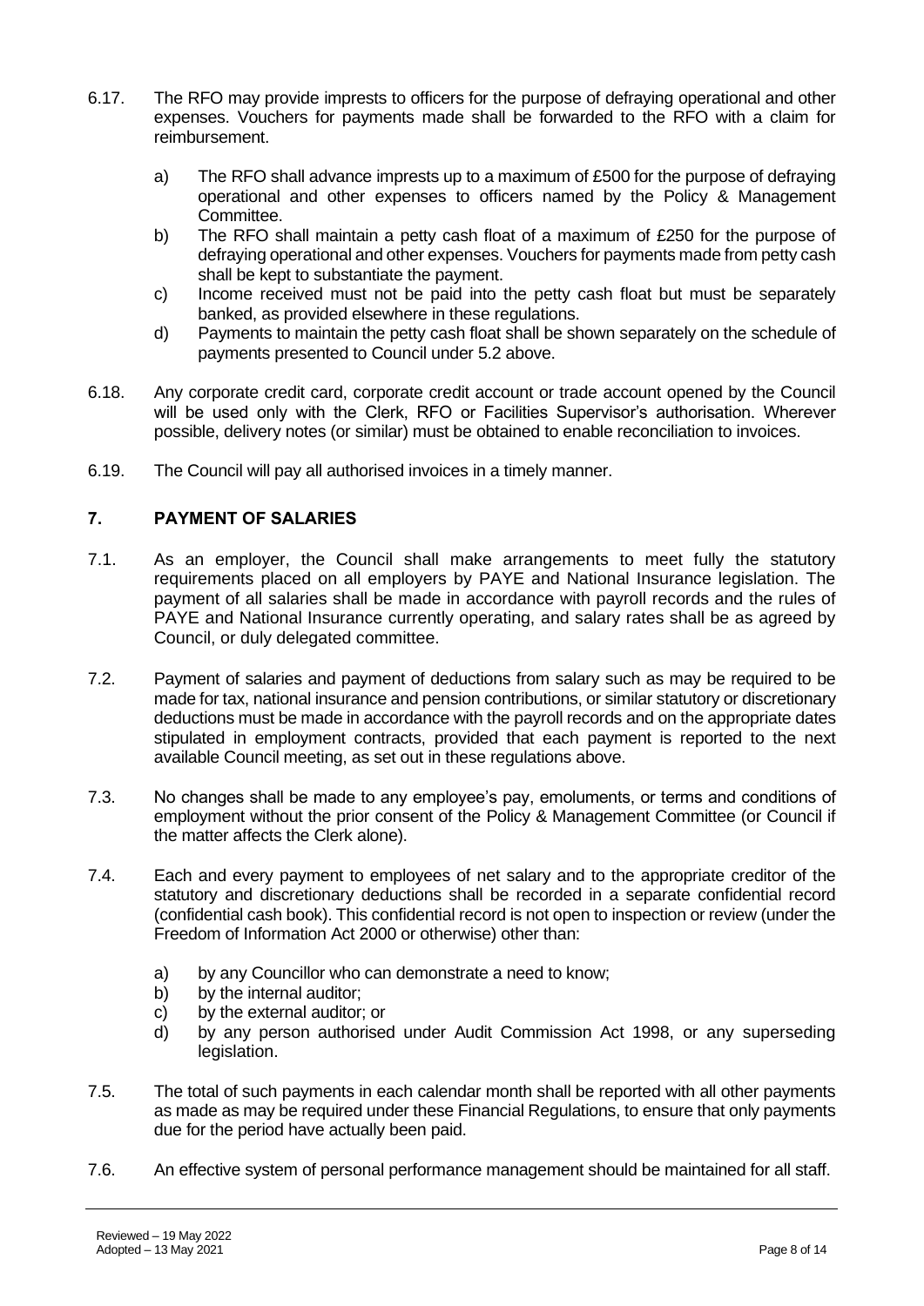6.17. The RFO may provide imprests to officers for the purpose of defraying operational and other expenses. Vouchers for payments made shall be forwarded to the RFO with a claim for reimbursement.

a) The RFO shall advance imprests up to a maximum of £500 for the purpose of defraying operational and other expenses to officers named by the Policy & Management Committee.
b) The RFO shall maintain a petty cash float of a maximum of £250 for the purpose of defraying operational and other expenses. Vouchers for payments made from petty cash shall be kept to substantiate the payment.
c) Income received must not be paid into the petty cash float but must be separately banked, as provided elsewhere in these regulations.
d) Payments to maintain the petty cash float shall be shown separately on the schedule of payments presented to Council under 5.2 above.

6.18. Any corporate credit card, corporate credit account or trade account opened by the Council will be used only with the Clerk, RFO or Facilities Supervisor's authorisation. Wherever possible, delivery notes (or similar) must be obtained to enable reconciliation to invoices.

6.19. The Council will pay all authorised invoices in a timely manner.

## 7. PAYMENT OF SALARIES

7.1. As an employer, the Council shall make arrangements to meet fully the statutory requirements placed on all employers by PAYE and National Insurance legislation. The payment of all salaries shall be made in accordance with payroll records and the rules of PAYE and National Insurance currently operating, and salary rates shall be as agreed by Council, or duly delegated committee.

7.2. Payment of salaries and payment of deductions from salary such as may be required to be made for tax, national insurance and pension contributions, or similar statutory or discretionary deductions must be made in accordance with the payroll records and on the appropriate dates stipulated in employment contracts, provided that each payment is reported to the next available Council meeting, as set out in these regulations above.

7.3. No changes shall be made to any employee's pay, emoluments, or terms and conditions of employment without the prior consent of the Policy & Management Committee (or Council if the matter affects the Clerk alone).

7.4. Each and every payment to employees of net salary and to the appropriate creditor of the statutory and discretionary deductions shall be recorded in a separate confidential record (confidential cash book). This confidential record is not open to inspection or review (under the Freedom of Information Act 2000 or otherwise) other than:

a) by any Councillor who can demonstrate a need to know;
b) by the internal auditor;
c) by the external auditor; or
d) by any person authorised under Audit Commission Act 1998, or any superseding legislation.

7.5. The total of such payments in each calendar month shall be reported with all other payments as made as may be required under these Financial Regulations, to ensure that only payments due for the period have actually been paid.

7.6. An effective system of personal performance management should be maintained for all staff.

Reviewed – 19 May 2022
Adopted – 13 May 2021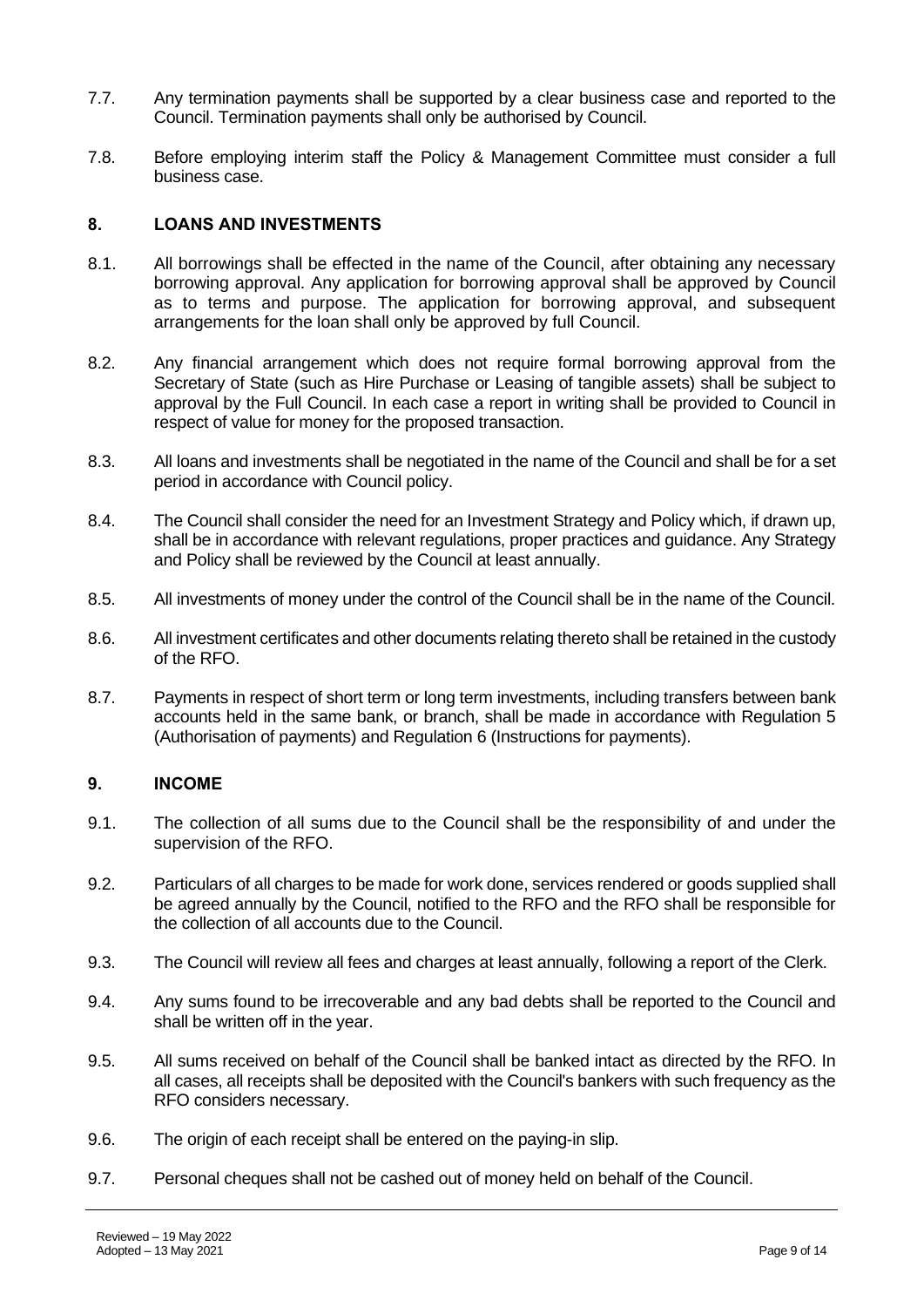7.7. Any termination payments shall be supported by a clear business case and reported to the Council. Termination payments shall only be authorised by Council.

7.8. Before employing interim staff the Policy & Management Committee must consider a full business case.

## 8. LOANS AND INVESTMENTS

8.1. All borrowings shall be effected in the name of the Council, after obtaining any necessary borrowing approval. Any application for borrowing approval shall be approved by Council as to terms and purpose. The application for borrowing approval, and subsequent arrangements for the loan shall only be approved by full Council.

8.2. Any financial arrangement which does not require formal borrowing approval from the Secretary of State (such as Hire Purchase or Leasing of tangible assets) shall be subject to approval by the Full Council. In each case a report in writing shall be provided to Council in respect of value for money for the proposed transaction.

8.3. All loans and investments shall be negotiated in the name of the Council and shall be for a set period in accordance with Council policy.

8.4. The Council shall consider the need for an Investment Strategy and Policy which, if drawn up, shall be in accordance with relevant regulations, proper practices and guidance. Any Strategy and Policy shall be reviewed by the Council at least annually.

8.5. All investments of money under the control of the Council shall be in the name of the Council.

8.6. All investment certificates and other documents relating thereto shall be retained in the custody of the RFO.

8.7. Payments in respect of short term or long term investments, including transfers between bank accounts held in the same bank, or branch, shall be made in accordance with Regulation 5 (Authorisation of payments) and Regulation 6 (Instructions for payments).

## 9. INCOME

9.1. The collection of all sums due to the Council shall be the responsibility of and under the supervision of the RFO.

9.2. Particulars of all charges to be made for work done, services rendered or goods supplied shall be agreed annually by the Council, notified to the RFO and the RFO shall be responsible for the collection of all accounts due to the Council.

9.3. The Council will review all fees and charges at least annually, following a report of the Clerk.

9.4. Any sums found to be irrecoverable and any bad debts shall be reported to the Council and shall be written off in the year.

9.5. All sums received on behalf of the Council shall be banked intact as directed by the RFO. In all cases, all receipts shall be deposited with the Council's bankers with such frequency as the RFO considers necessary.

9.6. The origin of each receipt shall be entered on the paying-in slip.

9.7. Personal cheques shall not be cashed out of money held on behalf of the Council.

Reviewed – 19 May 2022
Adopted – 13 May 2021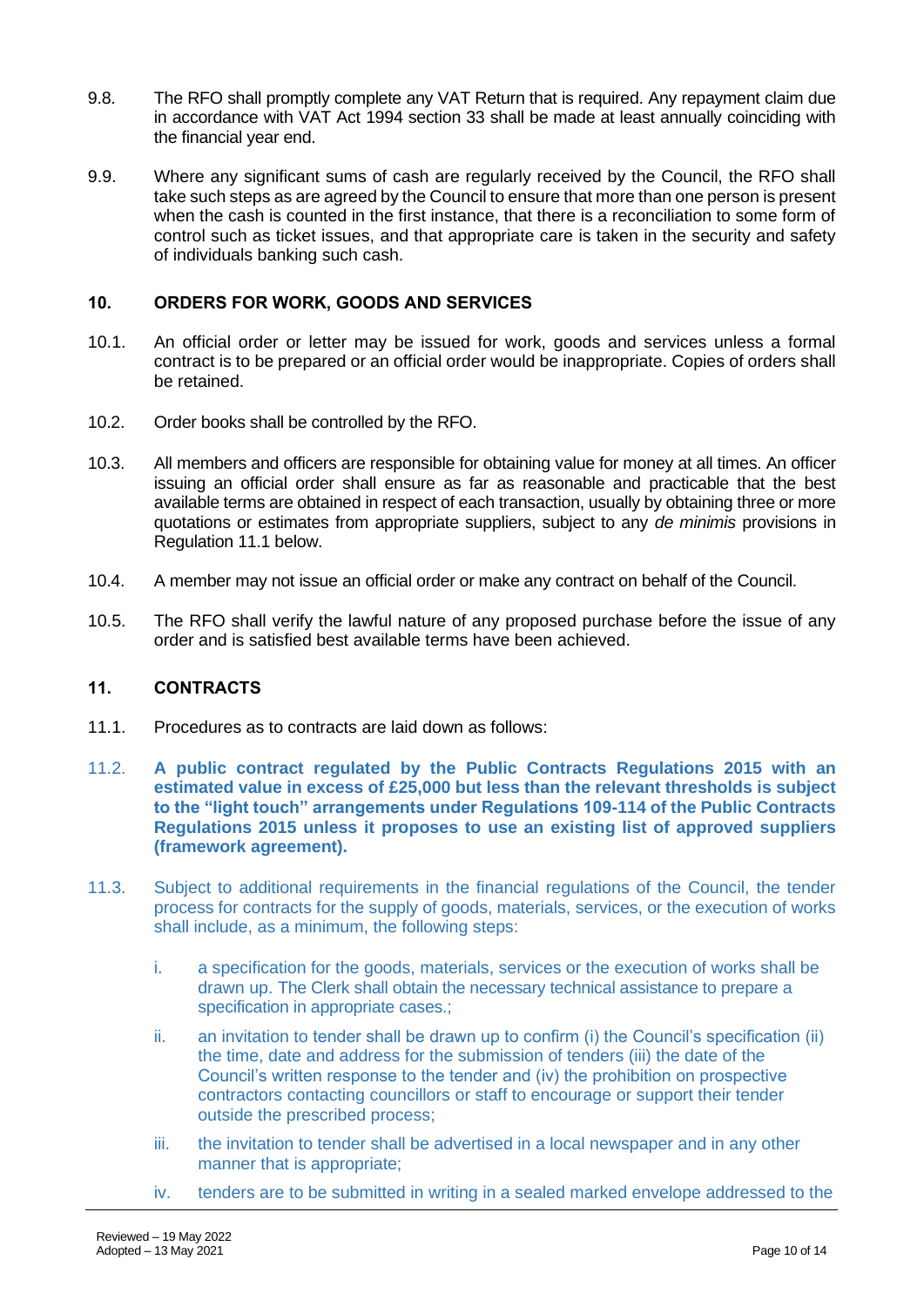9.8. The RFO shall promptly complete any VAT Return that is required. Any repayment claim due in accordance with VAT Act 1994 section 33 shall be made at least annually coinciding with the financial year end.

9.9. Where any significant sums of cash are regularly received by the Council, the RFO shall take such steps as are agreed by the Council to ensure that more than one person is present when the cash is counted in the first instance, that there is a reconciliation to some form of control such as ticket issues, and that appropriate care is taken in the security and safety of individuals banking such cash.

## 10. ORDERS FOR WORK, GOODS AND SERVICES

10.1. An official order or letter may be issued for work, goods and services unless a formal contract is to be prepared or an official order would be inappropriate. Copies of orders shall be retained.

10.2. Order books shall be controlled by the RFO.

10.3. All members and officers are responsible for obtaining value for money at all times. An officer issuing an official order shall ensure as far as reasonable and practicable that the best available terms are obtained in respect of each transaction, usually by obtaining three or more quotations or estimates from appropriate suppliers, subject to any *de minimis* provisions in Regulation 11.1 below.

10.4. A member may not issue an official order or make any contract on behalf of the Council.

10.5. The RFO shall verify the lawful nature of any proposed purchase before the issue of any order and is satisfied best available terms have been achieved.

## 11. CONTRACTS

11.1. Procedures as to contracts are laid down as follows:

11.2. **A public contract regulated by the Public Contracts Regulations 2015 with an estimated value in excess of £25,000 but less than the relevant thresholds is subject to the "light touch" arrangements under Regulations 109-114 of the Public Contracts Regulations 2015 unless it proposes to use an existing list of approved suppliers (framework agreement).**

11.3. Subject to additional requirements in the financial regulations of the Council, the tender process for contracts for the supply of goods, materials, services, or the execution of works shall include, as a minimum, the following steps:

i. a specification for the goods, materials, services or the execution of works shall be drawn up. The Clerk shall obtain the necessary technical assistance to prepare a specification in appropriate cases.;

ii. an invitation to tender shall be drawn up to confirm (i) the Council's specification (ii) the time, date and address for the submission of tenders (iii) the date of the Council's written response to the tender and (iv) the prohibition on prospective contractors contacting councillors or staff to encourage or support their tender outside the prescribed process;

iii. the invitation to tender shall be advertised in a local newspaper and in any other manner that is appropriate;

iv. tenders are to be submitted in writing in a sealed marked envelope addressed to the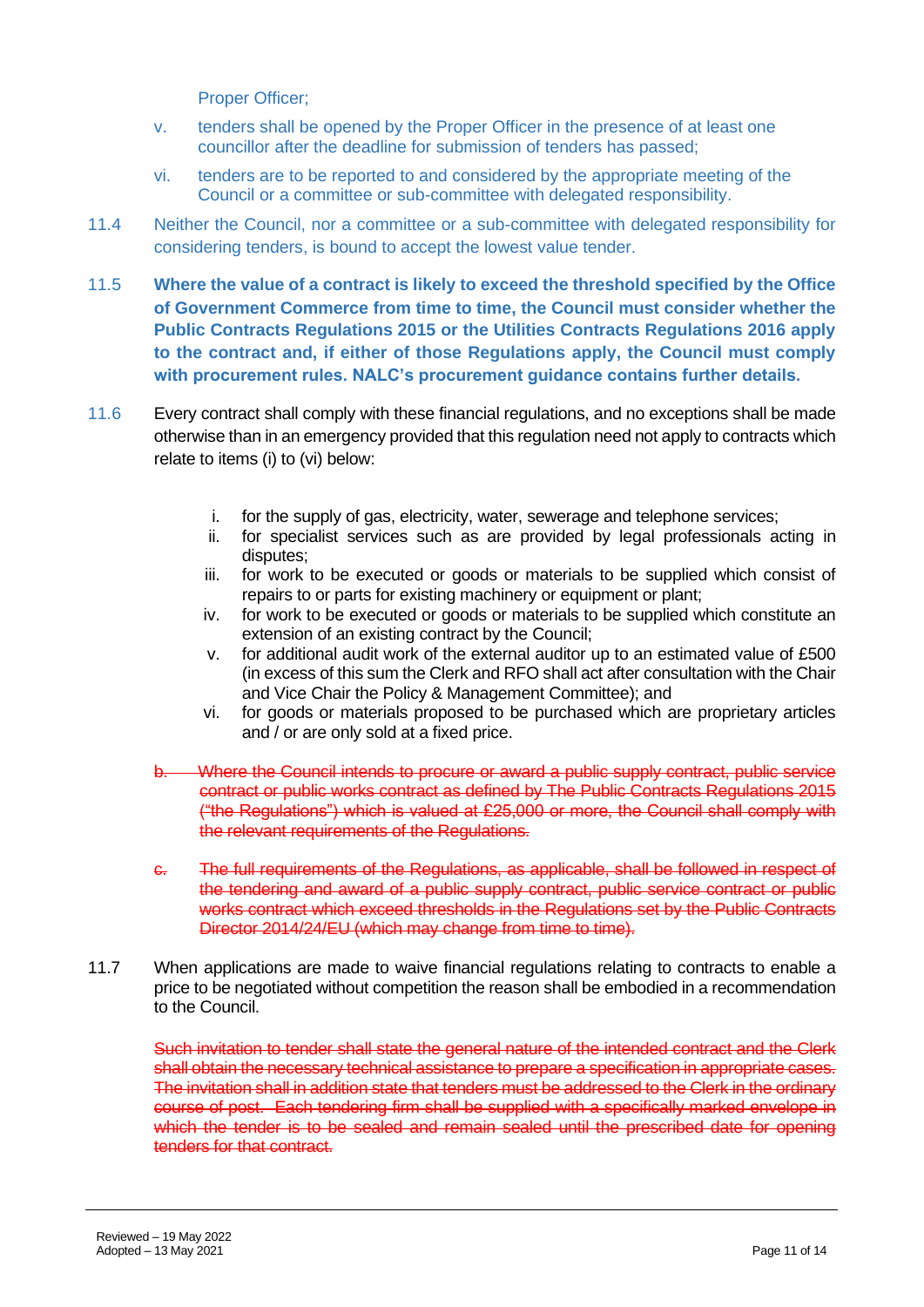Proper Officer;

v. tenders shall be opened by the Proper Officer in the presence of at least one councillor after the deadline for submission of tenders has passed;

vi. tenders are to be reported to and considered by the appropriate meeting of the Council or a committee or sub-committee with delegated responsibility.

11.4 Neither the Council, nor a committee or a sub-committee with delegated responsibility for considering tenders, is bound to accept the lowest value tender.

11.5 **Where the value of a contract is likely to exceed the threshold specified by the Office of Government Commerce from time to time, the Council must consider whether the Public Contracts Regulations 2015 or the Utilities Contracts Regulations 2016 apply to the contract and, if either of those Regulations apply, the Council must comply with procurement rules. NALC's procurement guidance contains further details.**

11.6 Every contract shall comply with these financial regulations, and no exceptions shall be made otherwise than in an emergency provided that this regulation need not apply to contracts which relate to items (i) to (vi) below:

i. for the supply of gas, electricity, water, sewerage and telephone services;
ii. for specialist services such as are provided by legal professionals acting in disputes;
iii. for work to be executed or goods or materials to be supplied which consist of repairs to or parts for existing machinery or equipment or plant;
iv. for work to be executed or goods or materials to be supplied which constitute an extension of an existing contract by the Council;
v. for additional audit work of the external auditor up to an estimated value of £500 (in excess of this sum the Clerk and RFO shall act after consultation with the Chair and Vice Chair the Policy & Management Committee); and
vi. for goods or materials proposed to be purchased which are proprietary articles and / or are only sold at a fixed price.

~~b. Where the Council intends to procure or award a public supply contract, public service contract or public works contract as defined by The Public Contracts Regulations 2015 ("the Regulations") which is valued at £25,000 or more, the Council shall comply with the relevant requirements of the Regulations.~~

~~c. The full requirements of the Regulations, as applicable, shall be followed in respect of the tendering and award of a public supply contract, public service contract or public works contract which exceed thresholds in the Regulations set by the Public Contracts Director 2014/24/EU (which may change from time to time).~~

11.7 When applications are made to waive financial regulations relating to contracts to enable a price to be negotiated without competition the reason shall be embodied in a recommendation to the Council.

~~Such invitation to tender shall state the general nature of the intended contract and the Clerk shall obtain the necessary technical assistance to prepare a specification in appropriate cases. The invitation shall in addition state that tenders must be addressed to the Clerk in the ordinary course of post. Each tendering firm shall be supplied with a specifically marked envelope in which the tender is to be sealed and remain sealed until the prescribed date for opening tenders for that contract.~~

Reviewed – 19 May 2022
Adopted – 13 May 2021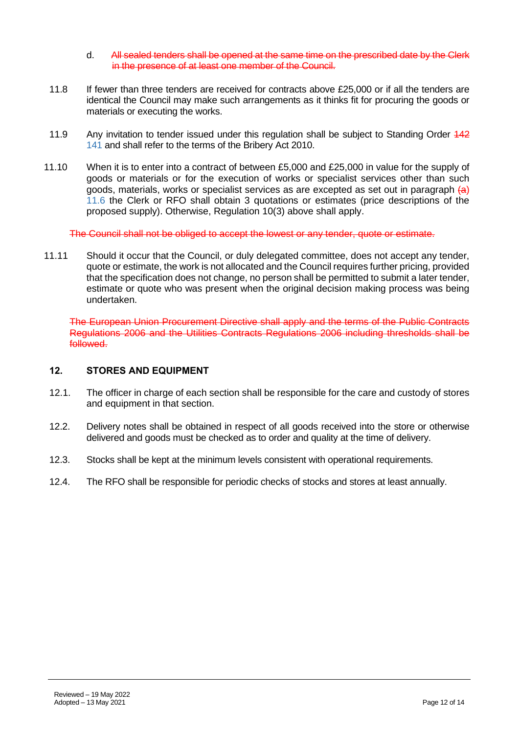d. ~~All sealed tenders shall be opened at the same time on the prescribed date by the Clerk in the presence of at least one member of the Council.~~

11.8 If fewer than three tenders are received for contracts above £25,000 or if all the tenders are identical the Council may make such arrangements as it thinks fit for procuring the goods or materials or executing the works.

11.9 Any invitation to tender issued under this regulation shall be subject to Standing Order ~~142~~ 141 and shall refer to the terms of the Bribery Act 2010.

11.10 When it is to enter into a contract of between £5,000 and £25,000 in value for the supply of goods or materials or for the execution of works or specialist services other than such goods, materials, works or specialist services as are excepted as set out in paragraph ~~(a)~~ 11.6 the Clerk or RFO shall obtain 3 quotations or estimates (price descriptions of the proposed supply). Otherwise, Regulation 10(3) above shall apply.

~~The Council shall not be obliged to accept the lowest or any tender, quote or estimate.~~

11.11 Should it occur that the Council, or duly delegated committee, does not accept any tender, quote or estimate, the work is not allocated and the Council requires further pricing, provided that the specification does not change, no person shall be permitted to submit a later tender, estimate or quote who was present when the original decision making process was being undertaken.

~~The European Union Procurement Directive shall apply and the terms of the Public Contracts Regulations 2006 and the Utilities Contracts Regulations 2006 including thresholds shall be followed.~~

## 12. STORES AND EQUIPMENT

12.1. The officer in charge of each section shall be responsible for the care and custody of stores and equipment in that section.

12.2. Delivery notes shall be obtained in respect of all goods received into the store or otherwise delivered and goods must be checked as to order and quality at the time of delivery.

12.3. Stocks shall be kept at the minimum levels consistent with operational requirements.

12.4. The RFO shall be responsible for periodic checks of stocks and stores at least annually.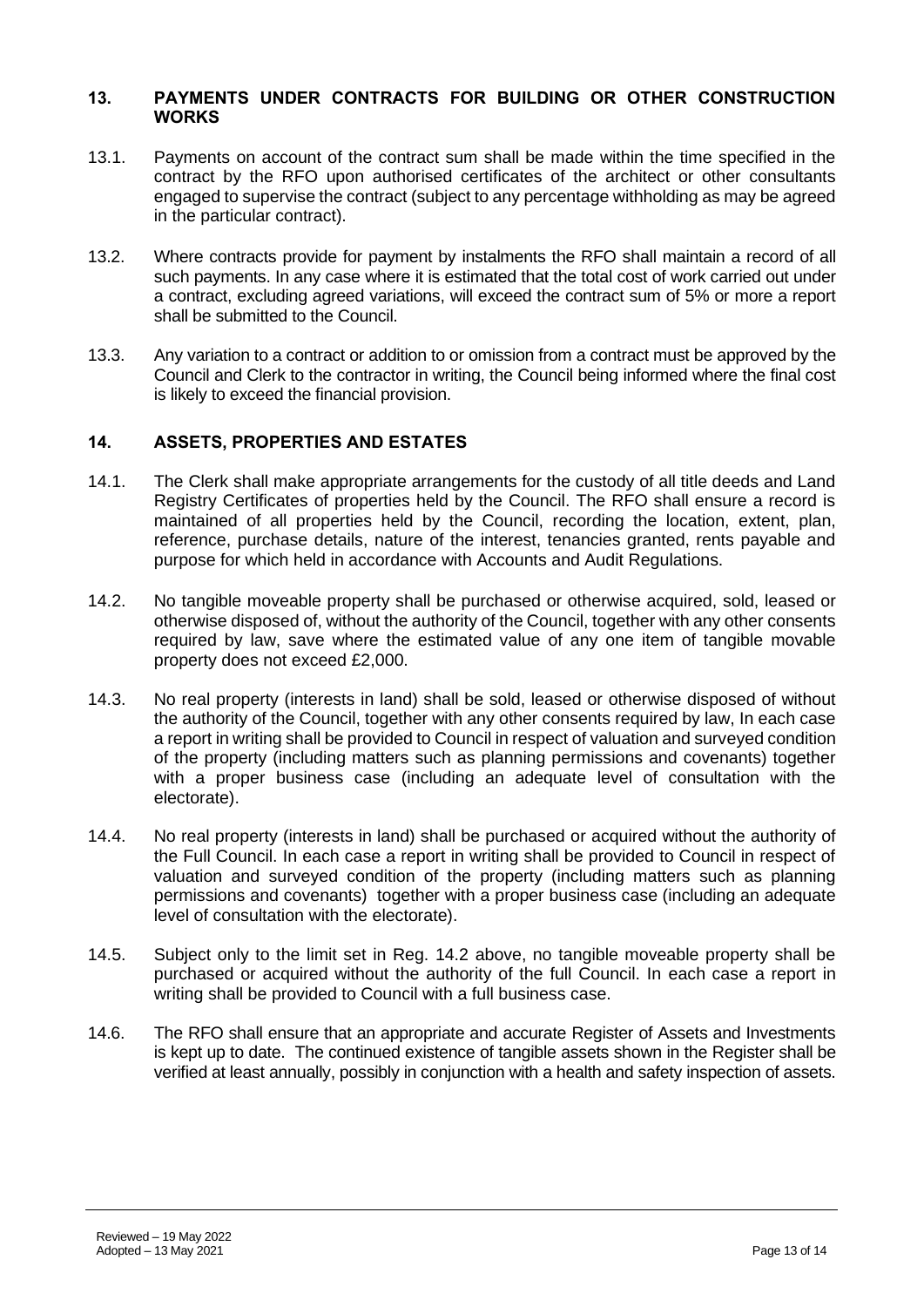## 13. PAYMENTS UNDER CONTRACTS FOR BUILDING OR OTHER CONSTRUCTION WORKS

13.1. Payments on account of the contract sum shall be made within the time specified in the contract by the RFO upon authorised certificates of the architect or other consultants engaged to supervise the contract (subject to any percentage withholding as may be agreed in the particular contract).

13.2. Where contracts provide for payment by instalments the RFO shall maintain a record of all such payments. In any case where it is estimated that the total cost of work carried out under a contract, excluding agreed variations, will exceed the contract sum of 5% or more a report shall be submitted to the Council.

13.3. Any variation to a contract or addition to or omission from a contract must be approved by the Council and Clerk to the contractor in writing, the Council being informed where the final cost is likely to exceed the financial provision.

## 14. ASSETS, PROPERTIES AND ESTATES

14.1. The Clerk shall make appropriate arrangements for the custody of all title deeds and Land Registry Certificates of properties held by the Council. The RFO shall ensure a record is maintained of all properties held by the Council, recording the location, extent, plan, reference, purchase details, nature of the interest, tenancies granted, rents payable and purpose for which held in accordance with Accounts and Audit Regulations.

14.2. No tangible moveable property shall be purchased or otherwise acquired, sold, leased or otherwise disposed of, without the authority of the Council, together with any other consents required by law, save where the estimated value of any one item of tangible movable property does not exceed £2,000.

14.3. No real property (interests in land) shall be sold, leased or otherwise disposed of without the authority of the Council, together with any other consents required by law, In each case a report in writing shall be provided to Council in respect of valuation and surveyed condition of the property (including matters such as planning permissions and covenants) together with a proper business case (including an adequate level of consultation with the electorate).

14.4. No real property (interests in land) shall be purchased or acquired without the authority of the Full Council. In each case a report in writing shall be provided to Council in respect of valuation and surveyed condition of the property (including matters such as planning permissions and covenants) together with a proper business case (including an adequate level of consultation with the electorate).

14.5. Subject only to the limit set in Reg. 14.2 above, no tangible moveable property shall be purchased or acquired without the authority of the full Council. In each case a report in writing shall be provided to Council with a full business case.

14.6. The RFO shall ensure that an appropriate and accurate Register of Assets and Investments is kept up to date. The continued existence of tangible assets shown in the Register shall be verified at least annually, possibly in conjunction with a health and safety inspection of assets.

Reviewed – 19 May 2022
Adopted – 13 May 2021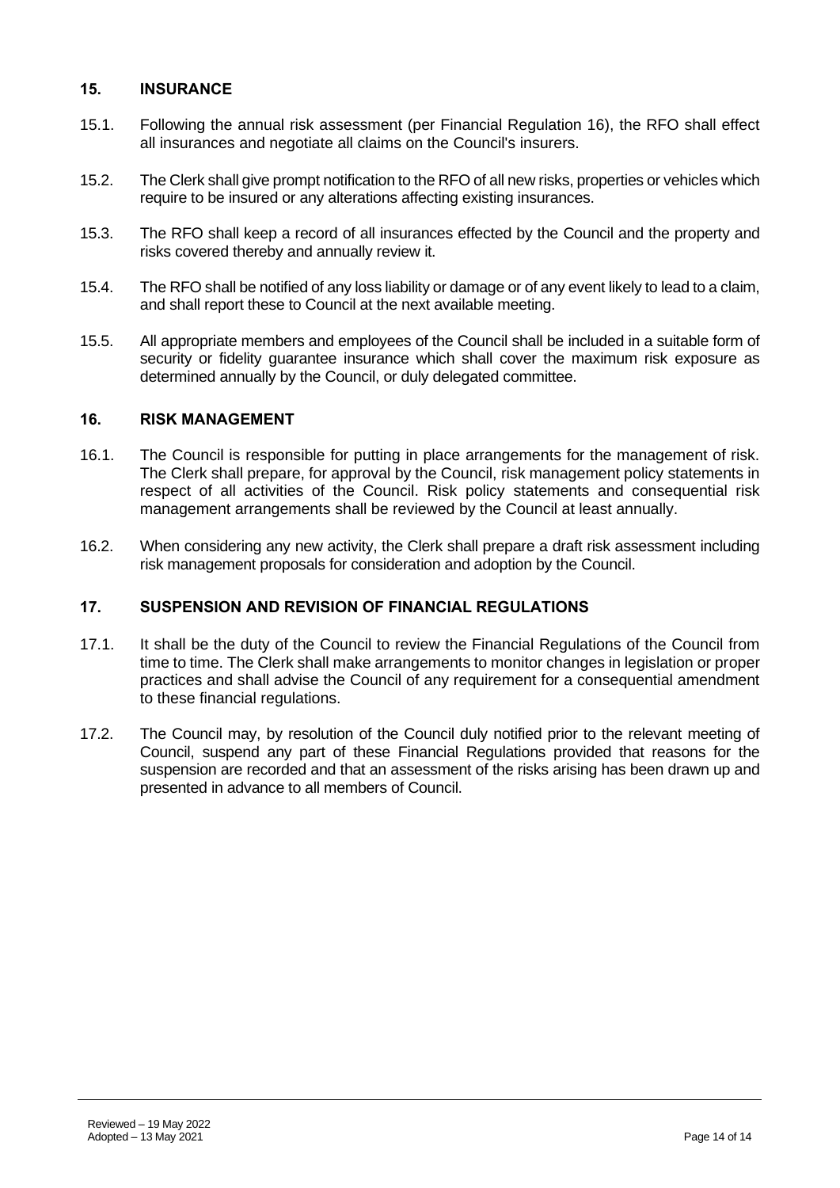## 15. INSURANCE

15.1. Following the annual risk assessment (per Financial Regulation 16), the RFO shall effect all insurances and negotiate all claims on the Council's insurers.

15.2. The Clerk shall give prompt notification to the RFO of all new risks, properties or vehicles which require to be insured or any alterations affecting existing insurances.

15.3. The RFO shall keep a record of all insurances effected by the Council and the property and risks covered thereby and annually review it.

15.4. The RFO shall be notified of any loss liability or damage or of any event likely to lead to a claim, and shall report these to Council at the next available meeting.

15.5. All appropriate members and employees of the Council shall be included in a suitable form of security or fidelity guarantee insurance which shall cover the maximum risk exposure as determined annually by the Council, or duly delegated committee.

## 16. RISK MANAGEMENT

16.1. The Council is responsible for putting in place arrangements for the management of risk. The Clerk shall prepare, for approval by the Council, risk management policy statements in respect of all activities of the Council. Risk policy statements and consequential risk management arrangements shall be reviewed by the Council at least annually.

16.2. When considering any new activity, the Clerk shall prepare a draft risk assessment including risk management proposals for consideration and adoption by the Council.

## 17. SUSPENSION AND REVISION OF FINANCIAL REGULATIONS

17.1. It shall be the duty of the Council to review the Financial Regulations of the Council from time to time. The Clerk shall make arrangements to monitor changes in legislation or proper practices and shall advise the Council of any requirement for a consequential amendment to these financial regulations.

17.2. The Council may, by resolution of the Council duly notified prior to the relevant meeting of Council, suspend any part of these Financial Regulations provided that reasons for the suspension are recorded and that an assessment of the risks arising has been drawn up and presented in advance to all members of Council.

Reviewed – 19 May 2022
Adopted – 13 May 2021